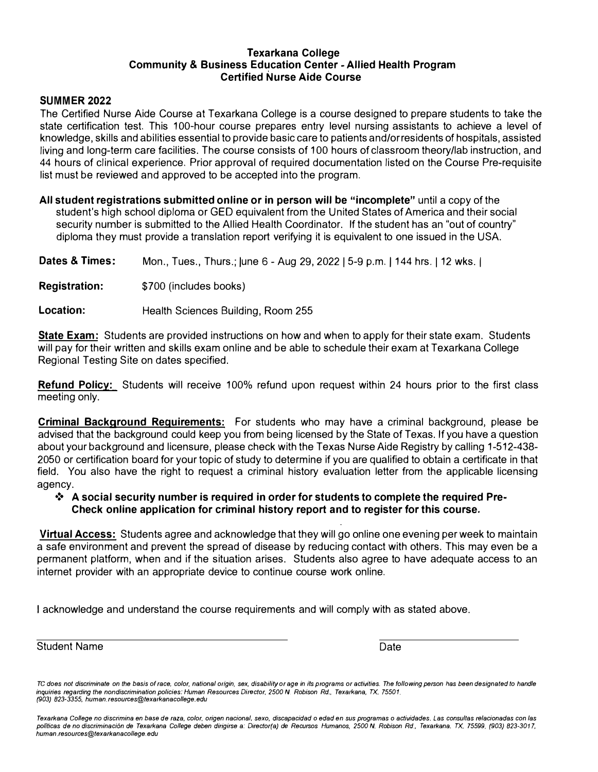# Texarkana College
## Community & Business Education Center - Allied Health Program
## Certified Nurse Aide Course

**SUMMER 2022**

The Certified Nurse Aide Course at Texarkana College is a course designed to prepare students to take the state certification test. This 100-hour course prepares entry level nursing assistants to achieve a level of knowledge, skills and abilities essential to provide basic care to patients and/or residents of hospitals, assisted living and long-term care facilities. The course consists of 100 hours of classroom theory/lab instruction, and 44 hours of clinical experience. Prior approval of required documentation listed on the Course Pre-requisite list must be reviewed and approved to be accepted into the program.

**All student registrations submitted online or in person will be "incomplete"** until a copy of the student's high school diploma or GED equivalent from the United States of America and their social security number is submitted to the Allied Health Coordinator. If the student has an "out of country" diploma they must provide a translation report verifying it is equivalent to one issued in the USA.

**Dates & Times:** Mon., Tues., Thurs.; June 6 - Aug 29, 2022 | 5-9 p.m. | 144 hrs. | 12 wks. |

**Registration:** $700 (includes books)

**Location:** Health Sciences Building, Room 255

**State Exam:** Students are provided instructions on how and when to apply for their state exam. Students will pay for their written and skills exam online and be able to schedule their exam at Texarkana College Regional Testing Site on dates specified.

**Refund Policy:** Students will receive 100% refund upon request within 24 hours prior to the first class meeting only.

**Criminal Background Requirements:** For students who may have a criminal background, please be advised that the background could keep you from being licensed by the State of Texas. If you have a question about your background and licensure, please check with the Texas Nurse Aide Registry by calling 1-512-438-2050 or certification board for your topic of study to determine if you are qualified to obtain a certificate in that field. You also have the right to request a criminal history evaluation letter from the applicable licensing agency.

- **A social security number is required in order for students to complete the required Pre-Check online application for criminal history report and to register for this course.**

**Virtual Access:** Students agree and acknowledge that they will go online one evening per week to maintain a safe environment and prevent the spread of disease by reducing contact with others. This may even be a permanent platform, when and if the situation arises. Students also agree to have adequate access to an internet provider with an appropriate device to continue course work online.

I acknowledge and understand the course requirements and will comply with as stated above.

______________________________ ______________

Student Name Date

*TC does not discriminate on the basis of race, color, national origin, sex, disability or age in its programs or activities. The following person has been designated to handle inquiries regarding the nondiscrimination policies: Human Resources Director, 2500 N. Robison Rd., Texarkana, TX, 75501, (903) 823-3355, human.resources@texarkanacollege.edu*

*Texarkana College no discrimina en base de raza, color, origen nacional, sexo, discapacidad o edad en sus programas o actividades. Las consultas relacionadas con las políticas de no discriminación de Texarkana College deben dirigirse a: Director(a) de Recursos Humanos, 2500 N. Robison Rd., Texarkana. TX, 75599, (903) 823-3017, human.resources@texarkanacollege.edu*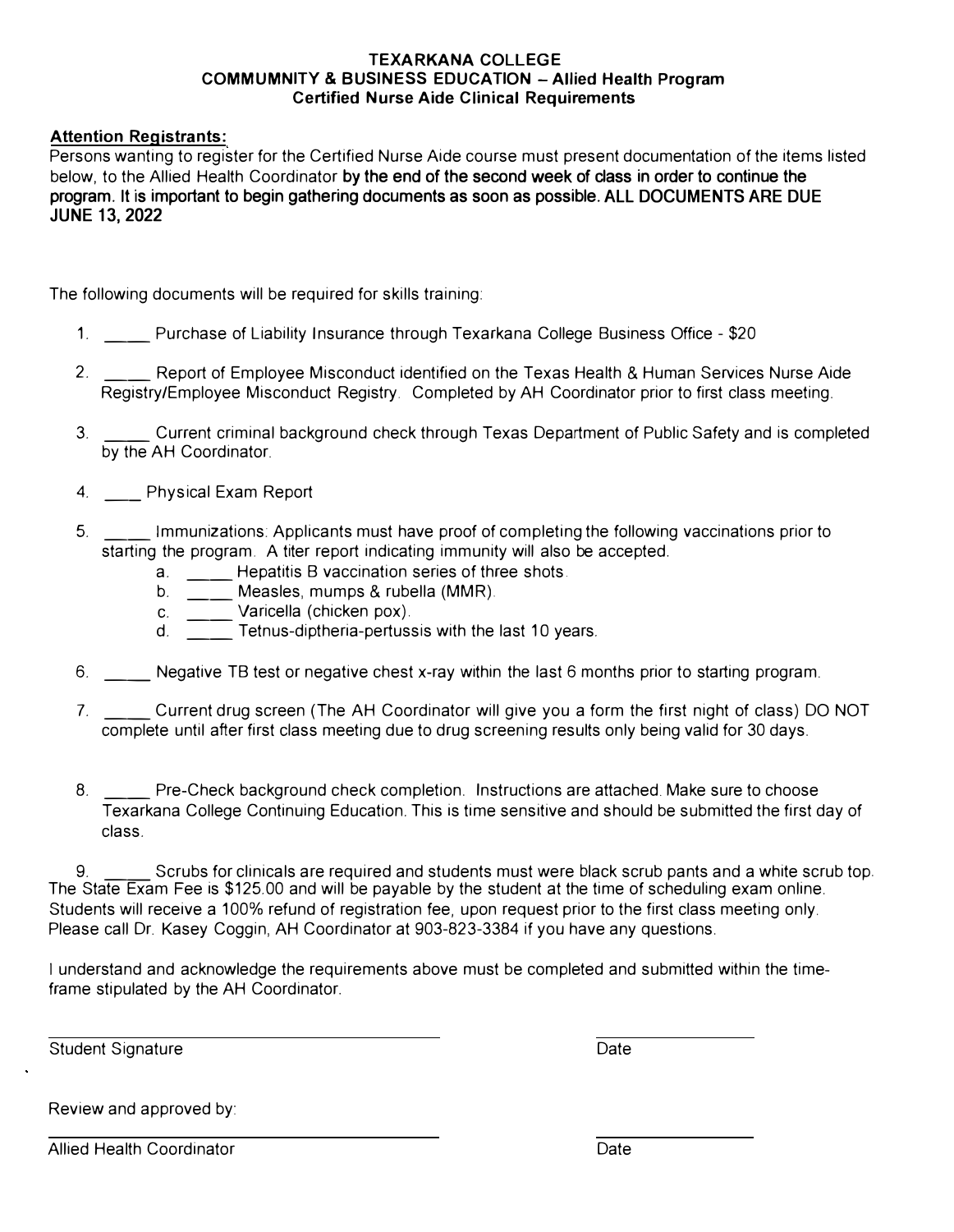**TEXARKANA COLLEGE**
**COMMUMNITY & BUSINESS EDUCATION – Allied Health Program**
**Certified Nurse Aide Clinical Requirements**

**Attention Registrants:**

Persons wanting to register for the Certified Nurse Aide course must present documentation of the items listed below, to the Allied Health Coordinator **by the end of the second week of class in order to continue the program. It is important to begin gathering documents as soon as possible. ALL DOCUMENTS ARE DUE JUNE 13, 2022**

The following documents will be required for skills training:

1. _____ Purchase of Liability Insurance through Texarkana College Business Office - $20
2. _____ Report of Employee Misconduct identified on the Texas Health & Human Services Nurse Aide Registry/Employee Misconduct Registry. Completed by AH Coordinator prior to first class meeting.
3. _____ Current criminal background check through Texas Department of Public Safety and is completed by the AH Coordinator.
4. ____ Physical Exam Report
5. _____ Immunizations: Applicants must have proof of completing the following vaccinations prior to starting the program. A titer report indicating immunity will also be accepted.
   a. _____ Hepatitis B vaccination series of three shots.
   b. _____ Measles, mumps & rubella (MMR).
   c. _____ Varicella (chicken pox).
   d. _____ Tetnus-diptheria-pertussis with the last 10 years.
6. _____ Negative TB test or negative chest x-ray within the last 6 months prior to starting program.
7. _____ Current drug screen (The AH Coordinator will give you a form the first night of class) DO NOT complete until after first class meeting due to drug screening results only being valid for 30 days.
8. _____ Pre-Check background check completion. Instructions are attached. Make sure to choose Texarkana College Continuing Education. This is time sensitive and should be submitted the first day of class.
9. _____ Scrubs for clinicals are required and students must were black scrub pants and a white scrub top.

The State Exam Fee is $125.00 and will be payable by the student at the time of scheduling exam online. Students will receive a 100% refund of registration fee, upon request prior to the first class meeting only. Please call Dr. Kasey Coggin, AH Coordinator at 903-823-3384 if you have any questions.

I understand and acknowledge the requirements above must be completed and submitted within the time-frame stipulated by the AH Coordinator.

_________________________________________ ________________

Student Signature Date

Review and approved by:

_________________________________________ ________________

Allied Health Coordinator Date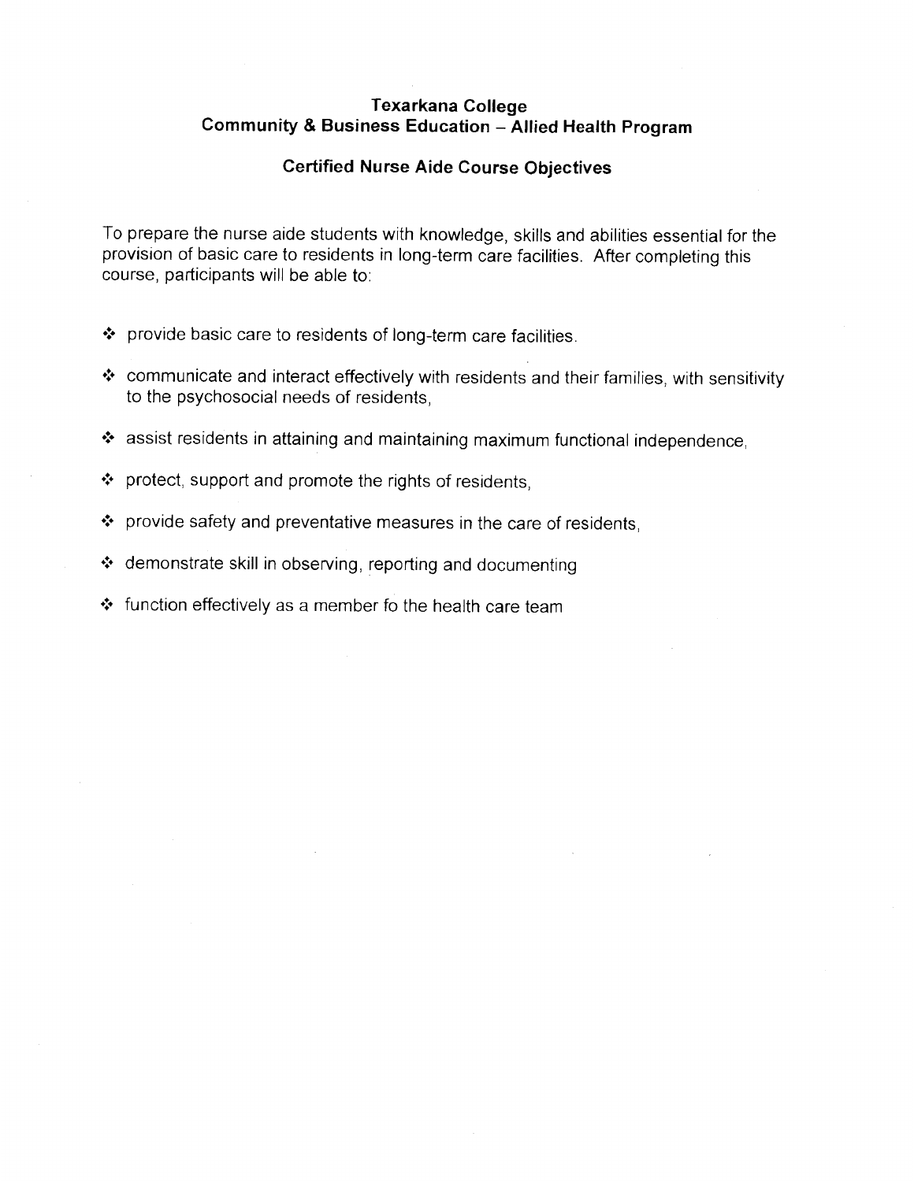## Texarkana College
## Community & Business Education – Allied Health Program

### Certified Nurse Aide Course Objectives

To prepare the nurse aide students with knowledge, skills and abilities essential for the provision of basic care to residents in long-term care facilities. After completing this course, participants will be able to:

- provide basic care to residents of long-term care facilities.
- communicate and interact effectively with residents and their families, with sensitivity to the psychosocial needs of residents,
- assist residents in attaining and maintaining maximum functional independence,
- protect, support and promote the rights of residents,
- provide safety and preventative measures in the care of residents,
- demonstrate skill in observing, reporting and documenting
- function effectively as a member fo the health care team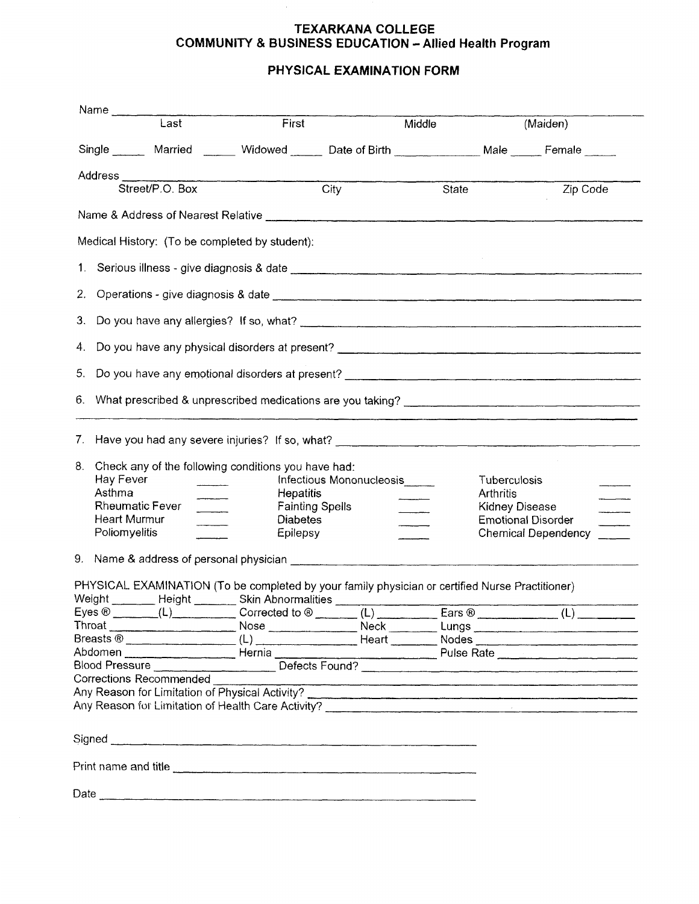# TEXARKANA COLLEGE
## COMMUNITY & BUSINESS EDUCATION – Allied Health Program

## PHYSICAL EXAMINATION FORM

Name ______________________________________________________________
Last First Middle (Maiden)

Single _____ Married _____ Widowed _____ Date of Birth ____________ Male _____ Female _____

Address ______________________________________________________________
Street/P.O. Box City State Zip Code

Name & Address of Nearest Relative ______________________________________________

Medical History: (To be completed by student):

1. Serious illness - give diagnosis & date ______________________________________________
2. Operations - give diagnosis & date ______________________________________________
3. Do you have any allergies? If so, what? ______________________________________________
4. Do you have any physical disorders at present? ______________________________________________
5. Do you have any emotional disorders at present? ______________________________________________
6. What prescribed & unprescribed medications are you taking? ______________________________________________
7. Have you had any severe injuries? If so, what? ______________________________________________
8. Check any of the following conditions you have had:

| | | | | | |
|---|---|---|---|---|---|
| Hay Fever | _____ | Infectious Mononucleosis | _____ | Tuberculosis | _____ |
| Asthma | _____ | Hepatitis | _____ | Arthritis | _____ |
| Rheumatic Fever | _____ | Fainting Spells | _____ | Kidney Disease | _____ |
| Heart Murmur | _____ | Diabetes | _____ | Emotional Disorder | _____ |
| Poliomyelitis | _____ | Epilepsy | _____ | Chemical Dependency | _____ |

9. Name & address of personal physician ______________________________________________

PHYSICAL EXAMINATION (To be completed by your family physician or certified Nurse Practitioner)

Weight _______ Height _______ Skin Abnormalities ______________________________________________
Eyes ® _______(L)__________ Corrected to ® _______ (L) _________ Ears ® ____________ (L) ________
Throat ___________________ Nose _______________ Neck ________ Lungs ______________________
Breasts ® ________________ (L) _______________ Heart ________ Nodes ______________________
Abdomen _________________ Hernia ________________________ Pulse Rate ____________________
Blood Pressure ___________________ Defects Found? ______________________________________________
Corrections Recommended ______________________________________________
Any Reason for Limitation of Physical Activity? ______________________________________________
Any Reason for Limitation of Health Care Activity? ______________________________________________

Signed ______________________________________________

Print name and title ______________________________________________

Date ______________________________________________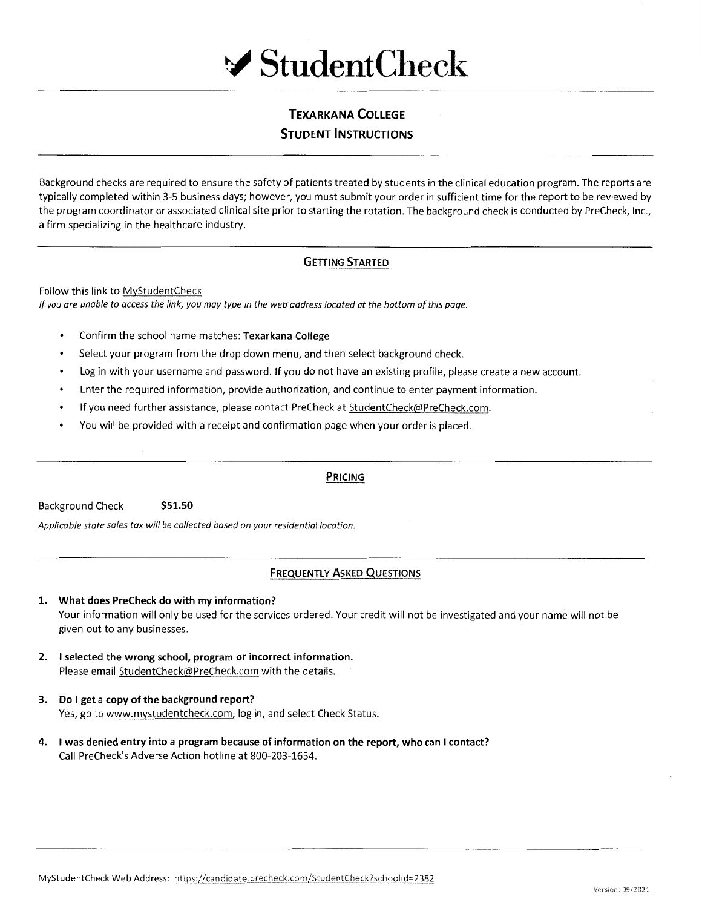# ✓ StudentCheck

## Texarkana College
## Student Instructions

Background checks are required to ensure the safety of patients treated by students in the clinical education program. The reports are typically completed within 3-5 business days; however, you must submit your order in sufficient time for the report to be reviewed by the program coordinator or associated clinical site prior to starting the rotation. The background check is conducted by PreCheck, Inc., a firm specializing in the healthcare industry.

### Getting Started

Follow this link to MyStudentCheck

*If you are unable to access the link, you may type in the web address located at the bottom of this page.*

- Confirm the school name matches: **Texarkana College**
- Select your program from the drop down menu, and then select background check.
- Log in with your username and password. If you do not have an existing profile, please create a new account.
- Enter the required information, provide authorization, and continue to enter payment information.
- If you need further assistance, please contact PreCheck at StudentCheck@PreCheck.com.
- You will be provided with a receipt and confirmation page when your order is placed.

### Pricing

Background Check **$51.50**

*Applicable state sales tax will be collected based on your residential location.*

### Frequently Asked Questions

1. **What does PreCheck do with my information?**
   Your information will only be used for the services ordered. Your credit will not be investigated and your name will not be given out to any businesses.

2. **I selected the wrong school, program or incorrect information.**
   Please email StudentCheck@PreCheck.com with the details.

3. **Do I get a copy of the background report?**
   Yes, go to www.mystudentcheck.com, log in, and select Check Status.

4. **I was denied entry into a program because of information on the report, who can I contact?**
   Call PreCheck's Adverse Action hotline at 800-203-1654.

MyStudentCheck Web Address: https://candidate.precheck.com/StudentCheck?schoolId=2382

Version: 09/2021